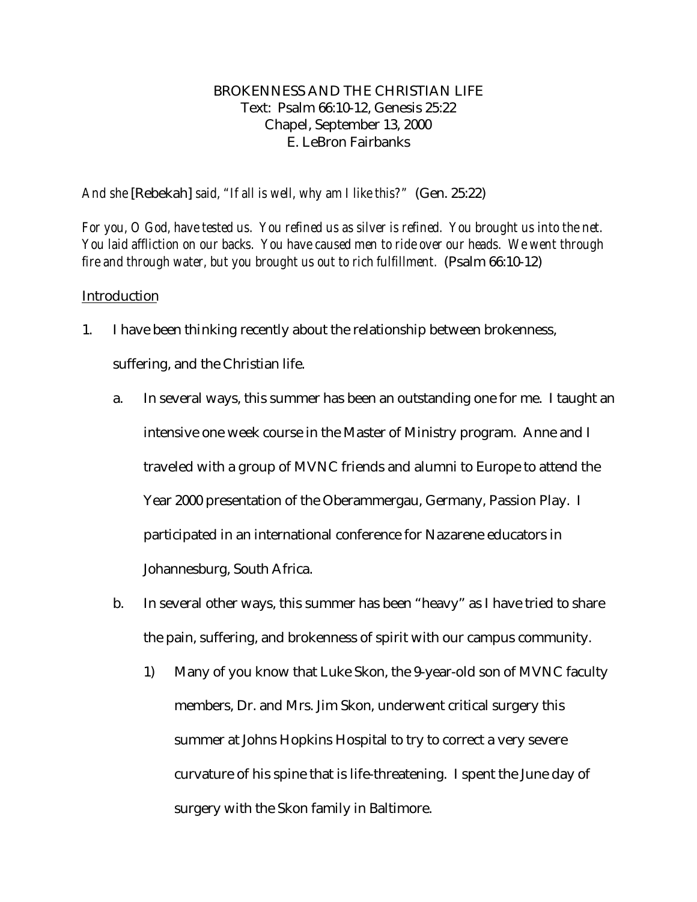# BROKENNESS AND THE CHRISTIAN LIFE

Text: Psalm 66:10-12, Genesis 25:22
Chapel, September 13, 2000
E. LeBron Fairbanks

*And she* [Rebekah] *said, "If all is well, why am I like this?"* (Gen. 25:22)

*For you, O God, have tested us. You refined us as silver is refined. You brought us into the net. You laid affliction on our backs. You have caused men to ride over our heads. We went through fire and through water, but you brought us out to rich fulfillment.* (Psalm 66:10-12)

## Introduction

1. I have been thinking recently about the relationship between brokenness, suffering, and the Christian life.
   a. In several ways, this summer has been an outstanding one for me. I taught an intensive one week course in the Master of Ministry program. Anne and I traveled with a group of MVNC friends and alumni to Europe to attend the Year 2000 presentation of the Oberammergau, Germany, Passion Play. I participated in an international conference for Nazarene educators in Johannesburg, South Africa.
   b. In several other ways, this summer has been "heavy" as I have tried to share the pain, suffering, and brokenness of spirit with our campus community.
      1) Many of you know that Luke Skon, the 9-year-old son of MVNC faculty members, Dr. and Mrs. Jim Skon, underwent critical surgery this summer at Johns Hopkins Hospital to try to correct a very severe curvature of his spine that is life-threatening. I spent the June day of surgery with the Skon family in Baltimore.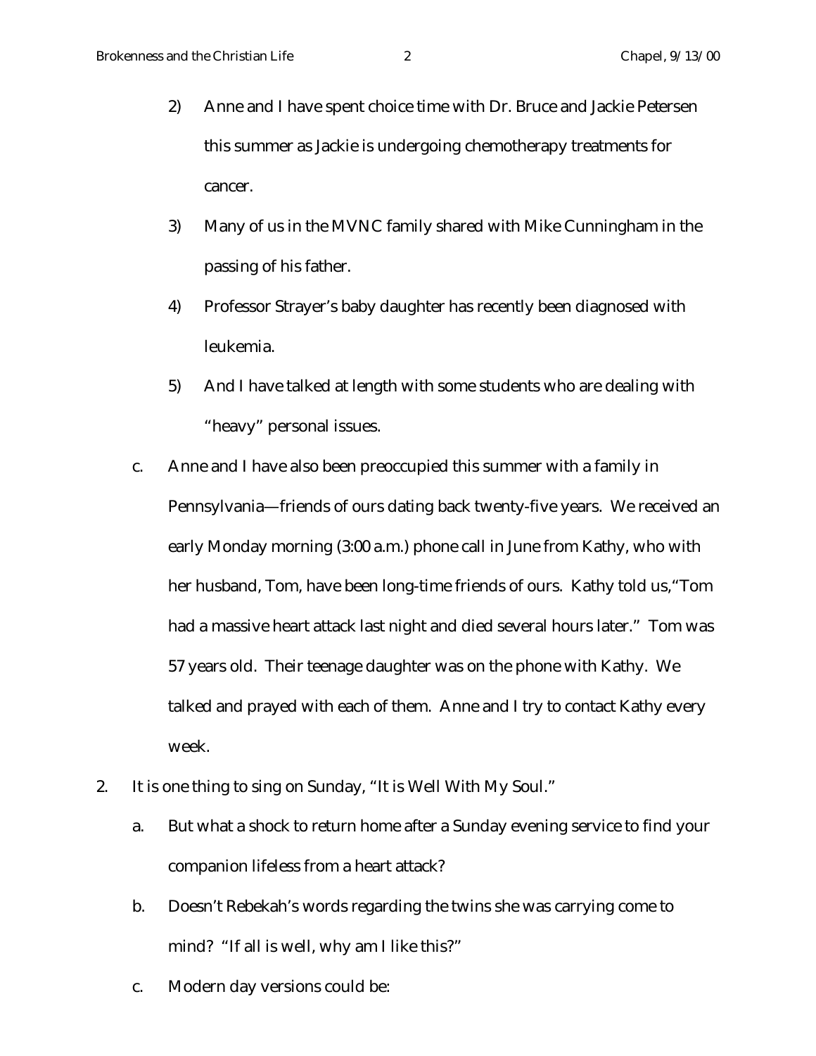2) Anne and I have spent choice time with Dr. Bruce and Jackie Petersen this summer as Jackie is undergoing chemotherapy treatments for cancer.

3) Many of us in the MVNC family shared with Mike Cunningham in the passing of his father.

4) Professor Strayer's baby daughter has recently been diagnosed with leukemia.

5) And I have talked at length with some students who are dealing with "heavy" personal issues.

c. Anne and I have also been preoccupied this summer with a family in Pennsylvania—friends of ours dating back twenty-five years. We received an early Monday morning (3:00 a.m.) phone call in June from Kathy, who with her husband, Tom, have been long-time friends of ours. Kathy told us,"Tom had a massive heart attack last night and died several hours later." Tom was 57 years old. Their teenage daughter was on the phone with Kathy. We talked and prayed with each of them. Anne and I try to contact Kathy every week.

2. It is one thing to sing on Sunday, "It is Well With My Soul."

   a. But what a shock to return home after a Sunday evening service to find your companion lifeless from a heart attack?

   b. Doesn't Rebekah's words regarding the twins she was carrying come to mind? "If all is well, why am I like this?"

   c. Modern day versions could be: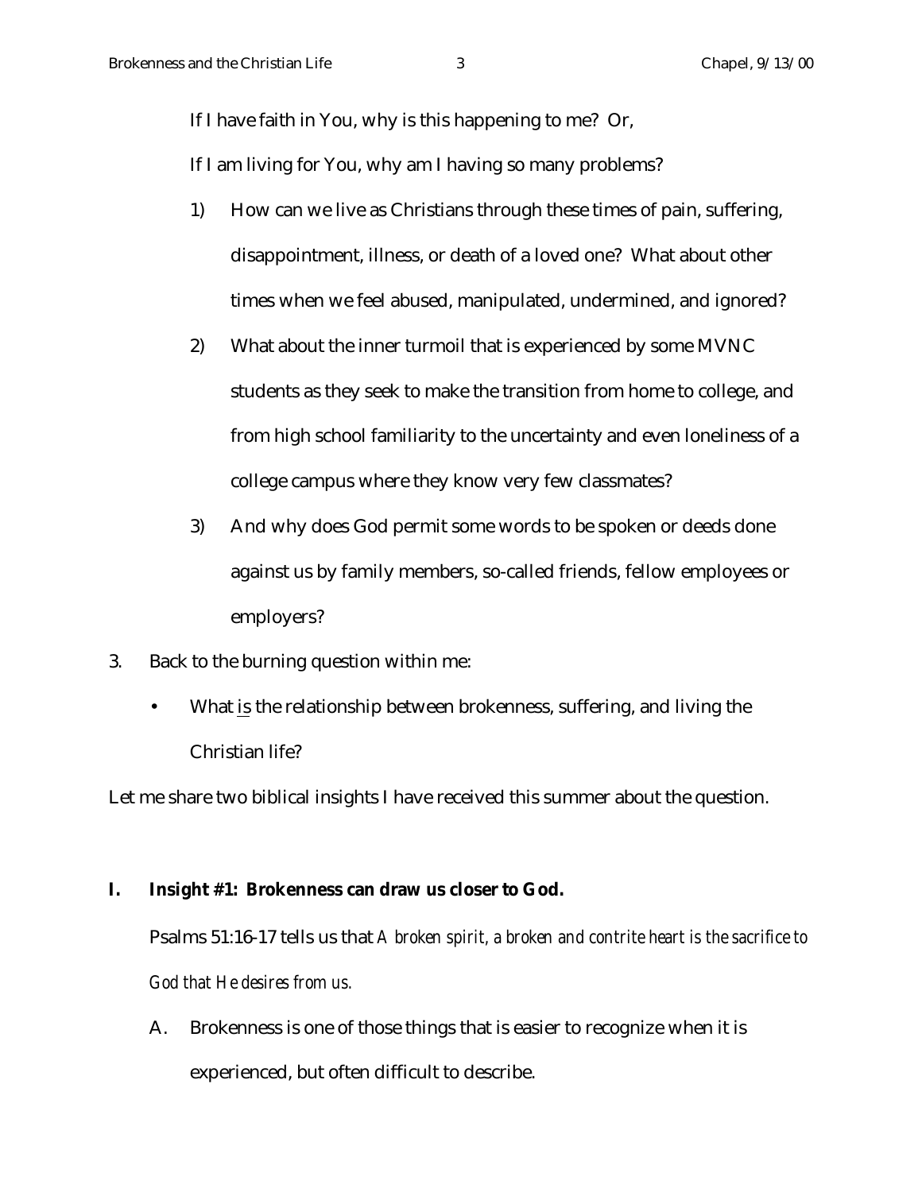If I have faith in You, why is this happening to me? Or,

If I am living for You, why am I having so many problems?

1) How can we live as Christians through these times of pain, suffering, disappointment, illness, or death of a loved one? What about other times when we feel abused, manipulated, undermined, and ignored?

2) What about the inner turmoil that is experienced by some MVNC students as they seek to make the transition from home to college, and from high school familiarity to the uncertainty and even loneliness of a college campus where they know very few classmates?

3) And why does God permit some words to be spoken or deeds done against us by family members, so-called friends, fellow employees or employers?

3. Back to the burning question within me:

- What <u>is</u> the relationship between brokenness, suffering, and living the Christian life?

Let me share two biblical insights I have received this summer about the question.

## I. Insight #1: Brokenness can draw us closer to God.

Psalms 51:16-17 tells us that *A broken spirit, a broken and contrite heart is the sacrifice to God that He desires from us.*

A. Brokenness is one of those things that is easier to recognize when it is experienced, but often difficult to describe.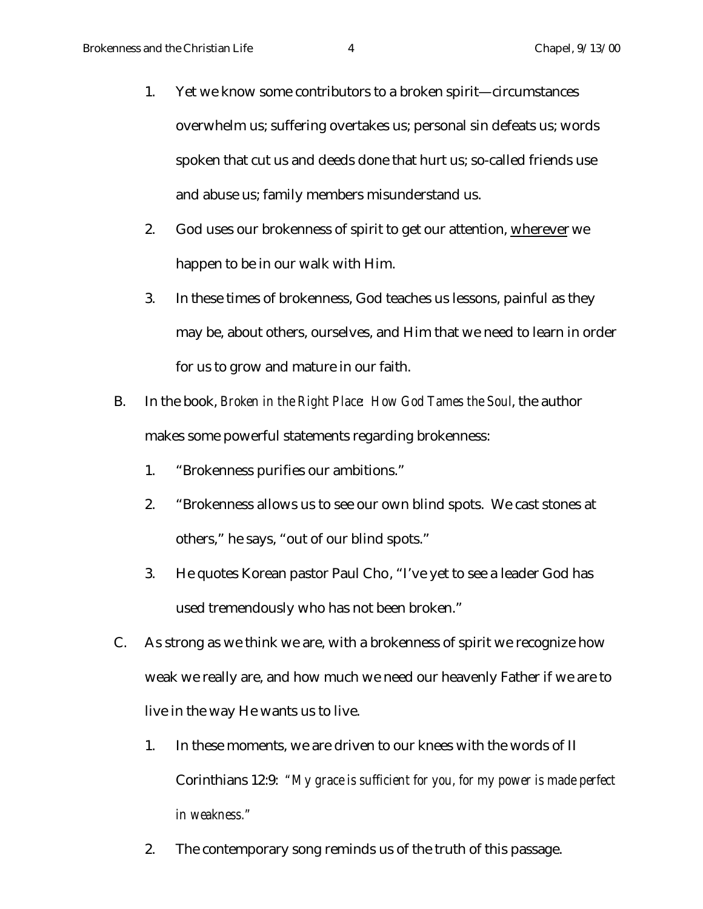1. Yet we know some contributors to a broken spirit—circumstances overwhelm us; suffering overtakes us; personal sin defeats us; words spoken that cut us and deeds done that hurt us; so-called friends use and abuse us; family members misunderstand us.
2. God uses our brokenness of spirit to get our attention, <u>wherever</u> we happen to be in our walk with Him.
3. In these times of brokenness, God teaches us lessons, painful as they may be, about others, ourselves, and Him that we need to learn in order for us to grow and mature in our faith.

B. In the book, *Broken in the Right Place: How God Tames the Soul*, the author makes some powerful statements regarding brokenness:

1. "Brokenness purifies our ambitions."
2. "Brokenness allows us to see our own blind spots. We cast stones at others," he says, "out of our blind spots."
3. He quotes Korean pastor Paul Cho, "I've yet to see a leader God has used tremendously who has not been broken."

C. As strong as we think we are, with a brokenness of spirit we recognize how weak we really are, and how much we need our heavenly Father if we are to live in the way He wants us to live.

1. In these moments, we are driven to our knees with the words of II Corinthians 12:9: *"My grace is sufficient for you, for my power is made perfect in weakness."*
2. The contemporary song reminds us of the truth of this passage.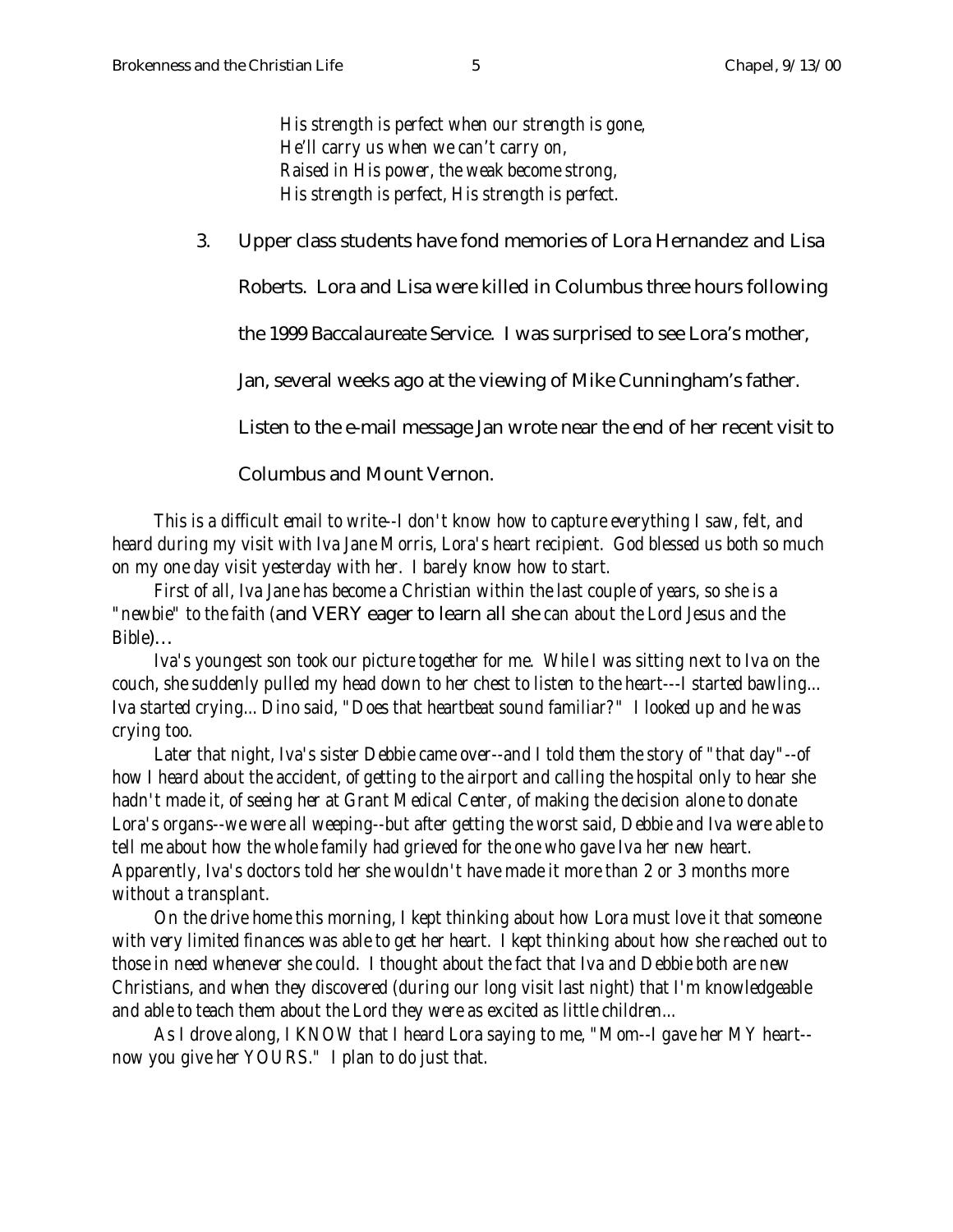*His strength is perfect when our strength is gone,*
*He'll carry us when we can't carry on,*
*Raised in His power, the weak become strong,*
*His strength is perfect, His strength is perfect.*

3. Upper class students have fond memories of Lora Hernandez and Lisa Roberts. Lora and Lisa were killed in Columbus three hours following the 1999 Baccalaureate Service. I was surprised to see Lora's mother, Jan, several weeks ago at the viewing of Mike Cunningham's father. Listen to the e-mail message Jan wrote near the end of her recent visit to Columbus and Mount Vernon.

*This is a difficult email to write--I don't know how to capture everything I saw, felt, and heard during my visit with Iva Jane Morris, Lora's heart recipient. God blessed us both so much on my one day visit yesterday with her. I barely know how to start.*

*First of all, Iva Jane has become a Christian within the last couple of years, so she is a "newbie" to the faith (*and VERY eager to learn all she *can about the Lord Jesus and the Bible)…*

*Iva's youngest son took our picture together for me. While I was sitting next to Iva on the couch, she suddenly pulled my head down to her chest to listen to the heart---I started bawling... Iva started crying... Dino said, "Does that heartbeat sound familiar?" I looked up and he was crying too.*

*Later that night, Iva's sister Debbie came over--and I told them the story of "that day"--of how I heard about the accident, of getting to the airport and calling the hospital only to hear she hadn't made it, of seeing her at Grant Medical Center, of making the decision alone to donate Lora's organs--we were all weeping--but after getting the worst said, Debbie and Iva were able to tell me about how the whole family had grieved for the one who gave Iva her new heart. Apparently, Iva's doctors told her she wouldn't have made it more than 2 or 3 months more without a transplant.*

*On the drive home this morning, I kept thinking about how Lora must love it that someone with very limited finances was able to get her heart. I kept thinking about how she reached out to those in need whenever she could. I thought about the fact that Iva and Debbie both are new Christians, and when they discovered (during our long visit last night) that I'm knowledgeable and able to teach them about the Lord they were as excited as little children...*

*As I drove along, I KNOW that I heard Lora saying to me, "Mom--I gave her MY heart--now you give her YOURS." I plan to do just that.*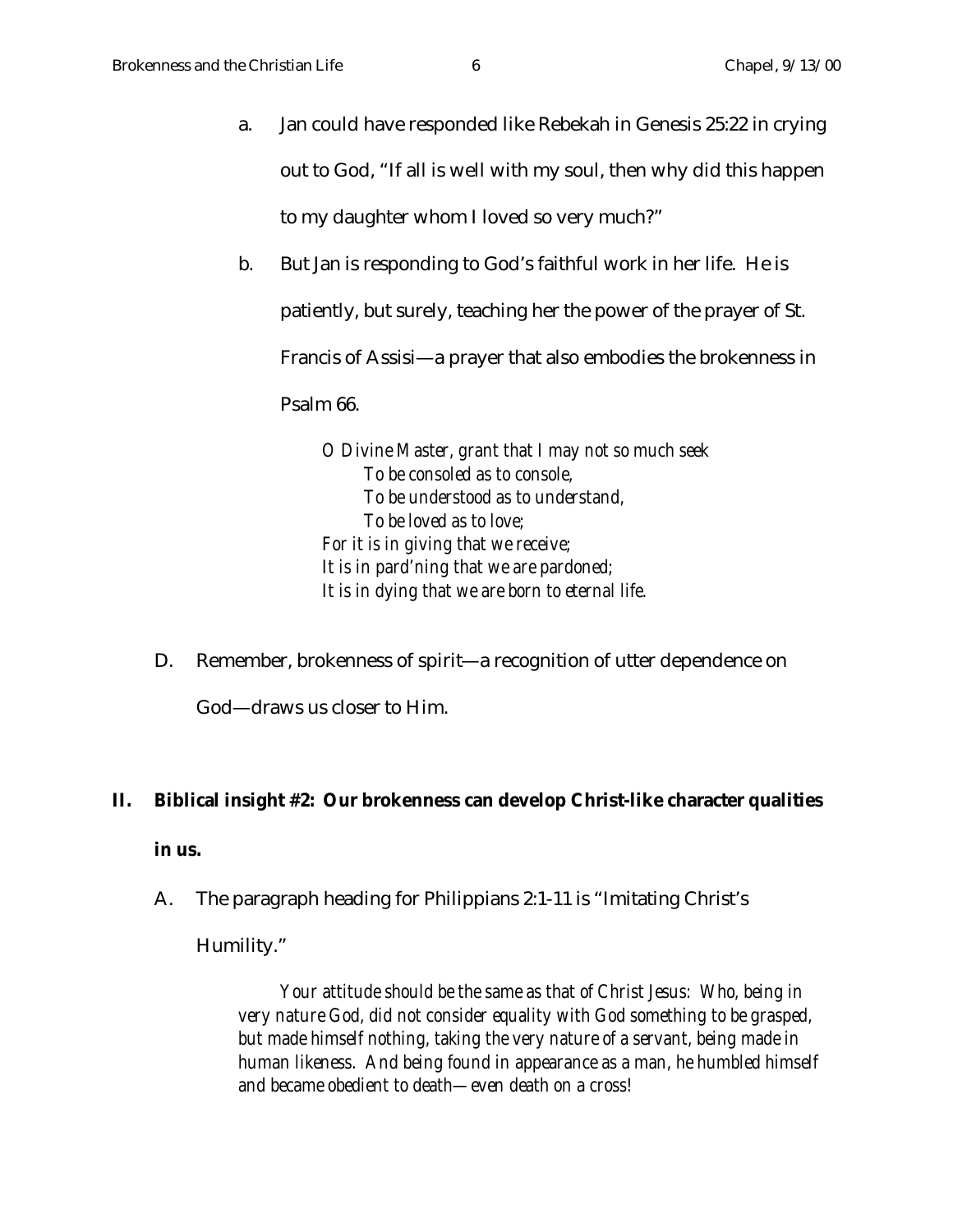a. Jan could have responded like Rebekah in Genesis 25:22 in crying out to God, “If all is well with my soul, then why did this happen to my daughter whom I loved so very much?”

b. But Jan is responding to God’s faithful work in her life. He is patiently, but surely, teaching her the power of the prayer of St. Francis of Assisi—a prayer that also embodies the brokenness in Psalm 66.

> *O Divine Master, grant that I may not so much seek*
> *To be consoled as to console,*
> *To be understood as to understand,*
> *To be loved as to love;*
> *For it is in giving that we receive;*
> *It is in pard’ning that we are pardoned;*
> *It is in dying that we are born to eternal life.*

D. Remember, brokenness of spirit—a recognition of utter dependence on God—draws us closer to Him.

## II. Biblical insight #2: Our brokenness can develop Christ-like character qualities in us.

A. The paragraph heading for Philippians 2:1-11 is “Imitating Christ’s Humility.”

> *Your attitude should be the same as that of Christ Jesus: Who, being in very nature God, did not consider equality with God something to be grasped, but made himself nothing, taking the very nature of a servant, being made in human likeness. And being found in appearance as a man, he humbled himself and became obedient to death—even death on a cross!*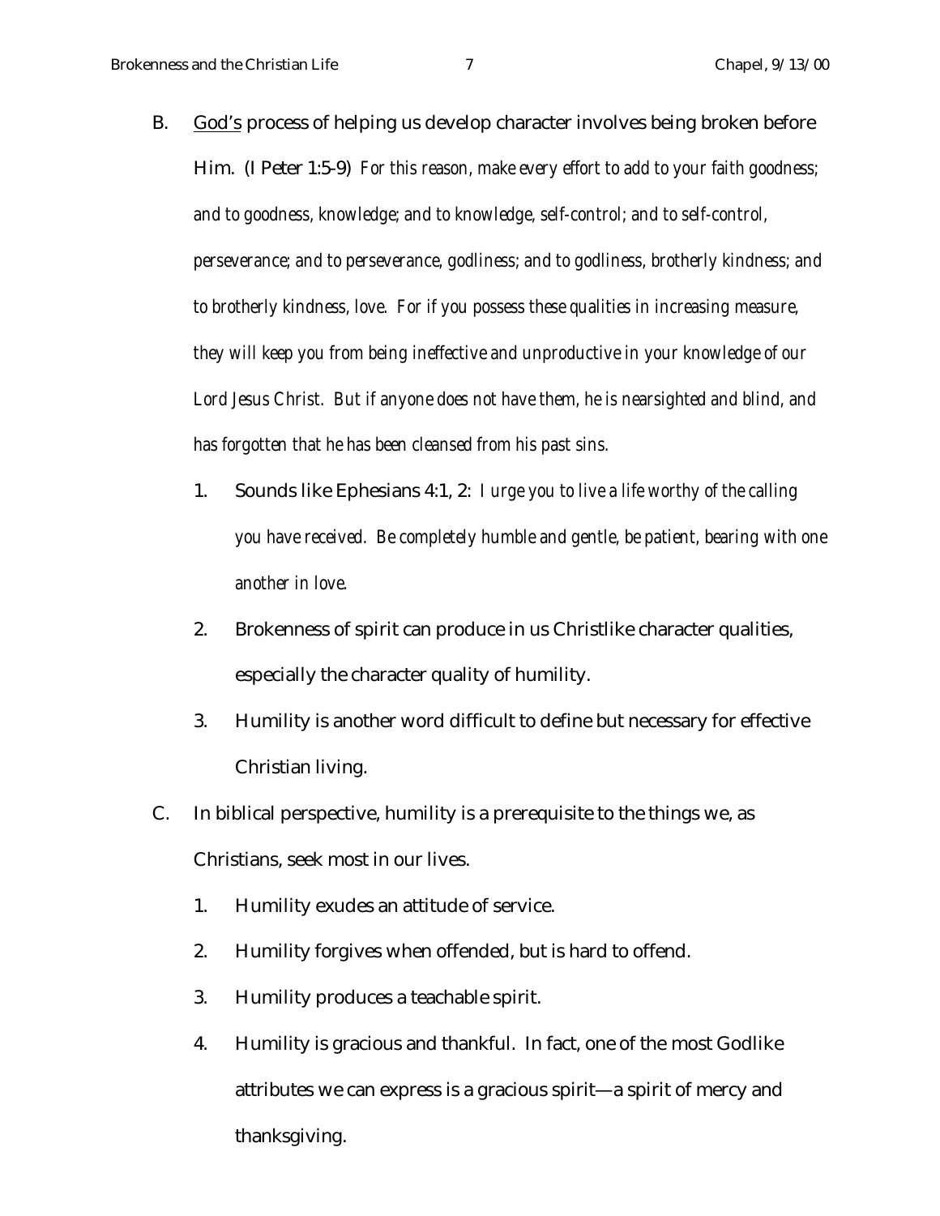B. <u>God's</u> process of helping us develop character involves being broken before Him. (I Peter 1:5-9) *For this reason, make every effort to add to your faith goodness; and to goodness, knowledge; and to knowledge, self-control; and to self-control, perseverance; and to perseverance, godliness; and to godliness, brotherly kindness; and to brotherly kindness, love. For if you possess these qualities in increasing measure, they will keep you from being ineffective and unproductive in your knowledge of our Lord Jesus Christ. But if anyone does not have them, he is nearsighted and blind, and has forgotten that he has been cleansed from his past sins.*

1. Sounds like Ephesians 4:1, 2: *I urge you to live a life worthy of the calling you have received. Be completely humble and gentle, be patient, bearing with one another in love.*
2. Brokenness of spirit can produce in us Christlike character qualities, especially the character quality of humility.
3. Humility is another word difficult to define but necessary for effective Christian living.

C. In biblical perspective, humility is a prerequisite to the things we, as Christians, seek most in our lives.

1. Humility exudes an attitude of service.
2. Humility forgives when offended, but is hard to offend.
3. Humility produces a teachable spirit.
4. Humility is gracious and thankful. In fact, one of the most Godlike attributes we can express is a gracious spirit—a spirit of mercy and thanksgiving.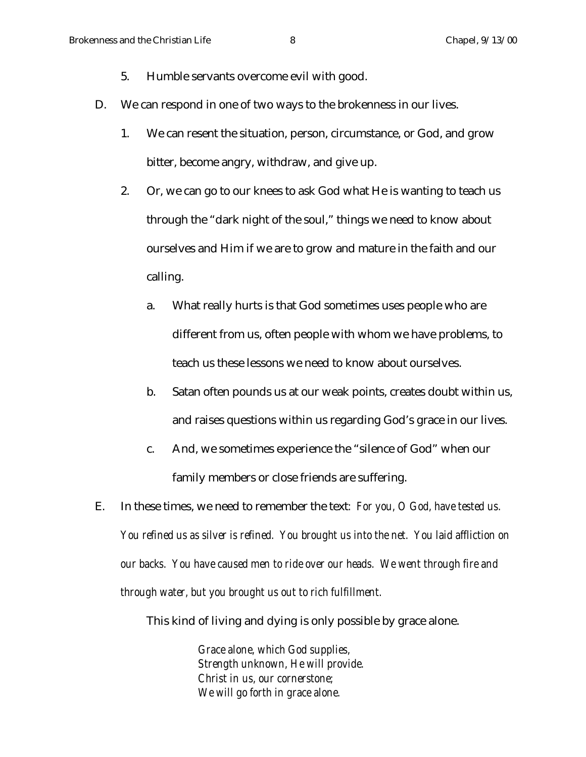5. Humble servants overcome evil with good.

D. We can respond in one of two ways to the brokenness in our lives.

   1. We can resent the situation, person, circumstance, or God, and grow bitter, become angry, withdraw, and give up.

   2. Or, we can go to our knees to ask God what He is wanting to teach us through the "dark night of the soul," things we need to know about ourselves and Him if we are to grow and mature in the faith and our calling.

      a. What really hurts is that God sometimes uses people who are different from us, often people with whom we have problems, to teach us these lessons we need to know about ourselves.

      b. Satan often pounds us at our weak points, creates doubt within us, and raises questions within us regarding God's grace in our lives.

      c. And, we sometimes experience the "silence of God" when our family members or close friends are suffering.

E. In these times, we need to remember the text: *For you, O God, have tested us. You refined us as silver is refined. You brought us into the net. You laid affliction on our backs. You have caused men to ride over our heads. We went through fire and through water, but you brought us out to rich fulfillment.*

   This kind of living and dying is only possible by grace alone.

   > *Grace alone, which God supplies,*
   > *Strength unknown, He will provide.*
   > *Christ in us, our cornerstone;*
   > *We will go forth in grace alone.*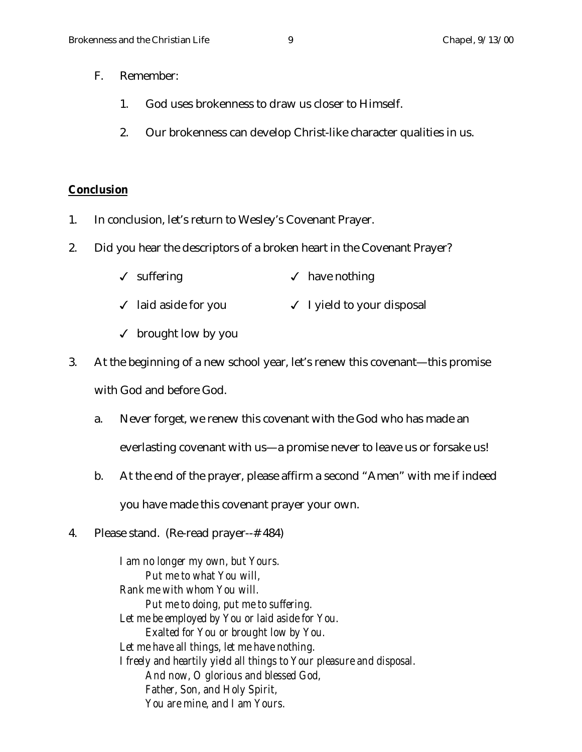F. Remember:

   1. God uses brokenness to draw us closer to Himself.

   2. Our brokenness can develop Christ-like character qualities in us.

**Conclusion**

1. In conclusion, let's return to Wesley's Covenant Prayer.

2. Did you hear the descriptors of a broken heart in the Covenant Prayer?

   - ✓ suffering
   - ✓ have nothing
   - ✓ laid aside for you
   - ✓ I yield to your disposal
   - ✓ brought low by you

3. At the beginning of a new school year, let's renew this covenant—this promise with God and before God.

   a. Never forget, we renew this covenant with the God who has made an everlasting covenant with us—a promise never to leave us or forsake us!

   b. At the end of the prayer, please affirm a second "Amen" with me if indeed you have made this covenant prayer your own.

4. Please stand. (Re-read prayer--# 484)

   *I am no longer my own, but Yours.*
   *Put me to what You will,*
   *Rank me with whom You will.*
   *Put me to doing, put me to suffering.*
   *Let me be employed by You or laid aside for You.*
   *Exalted for You or brought low by You.*
   *Let me have all things, let me have nothing.*
   *I freely and heartily yield all things to Your pleasure and disposal.*
   *And now, O glorious and blessed God,*
   *Father, Son, and Holy Spirit,*
   *You are mine, and I am Yours.*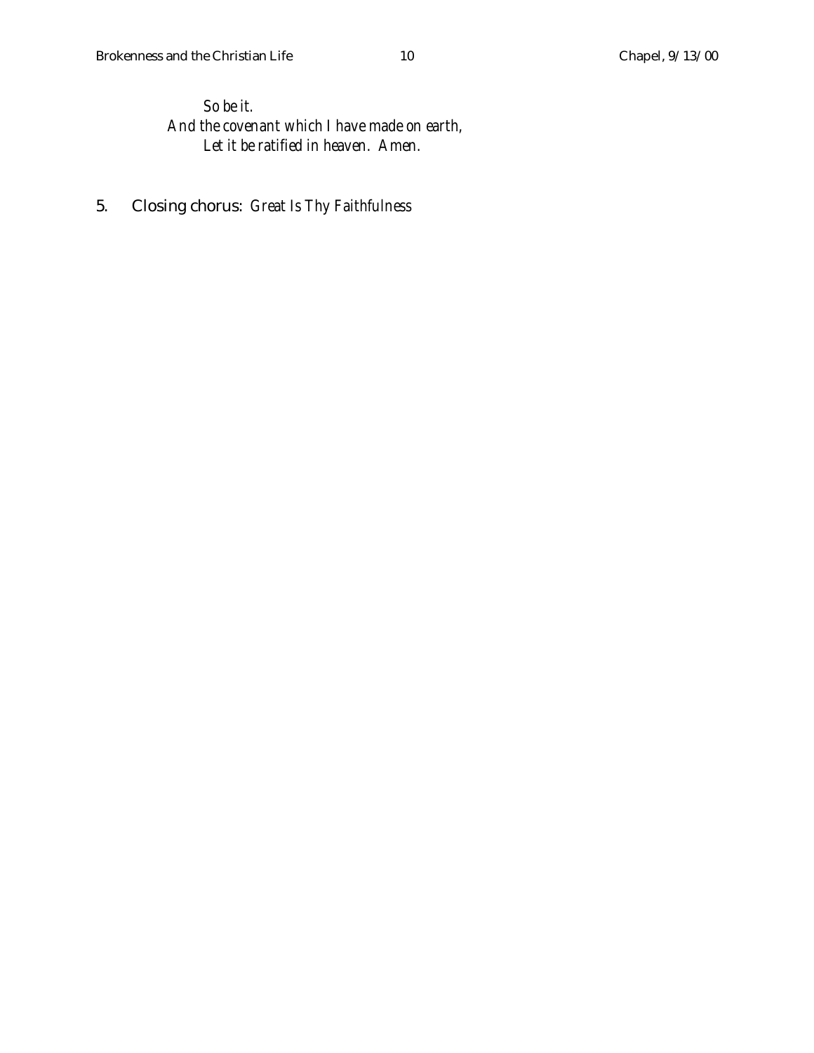*So be it.*
*And the covenant which I have made on earth,*
*Let it be ratified in heaven. Amen.*

5. Closing chorus: *Great Is Thy Faithfulness*